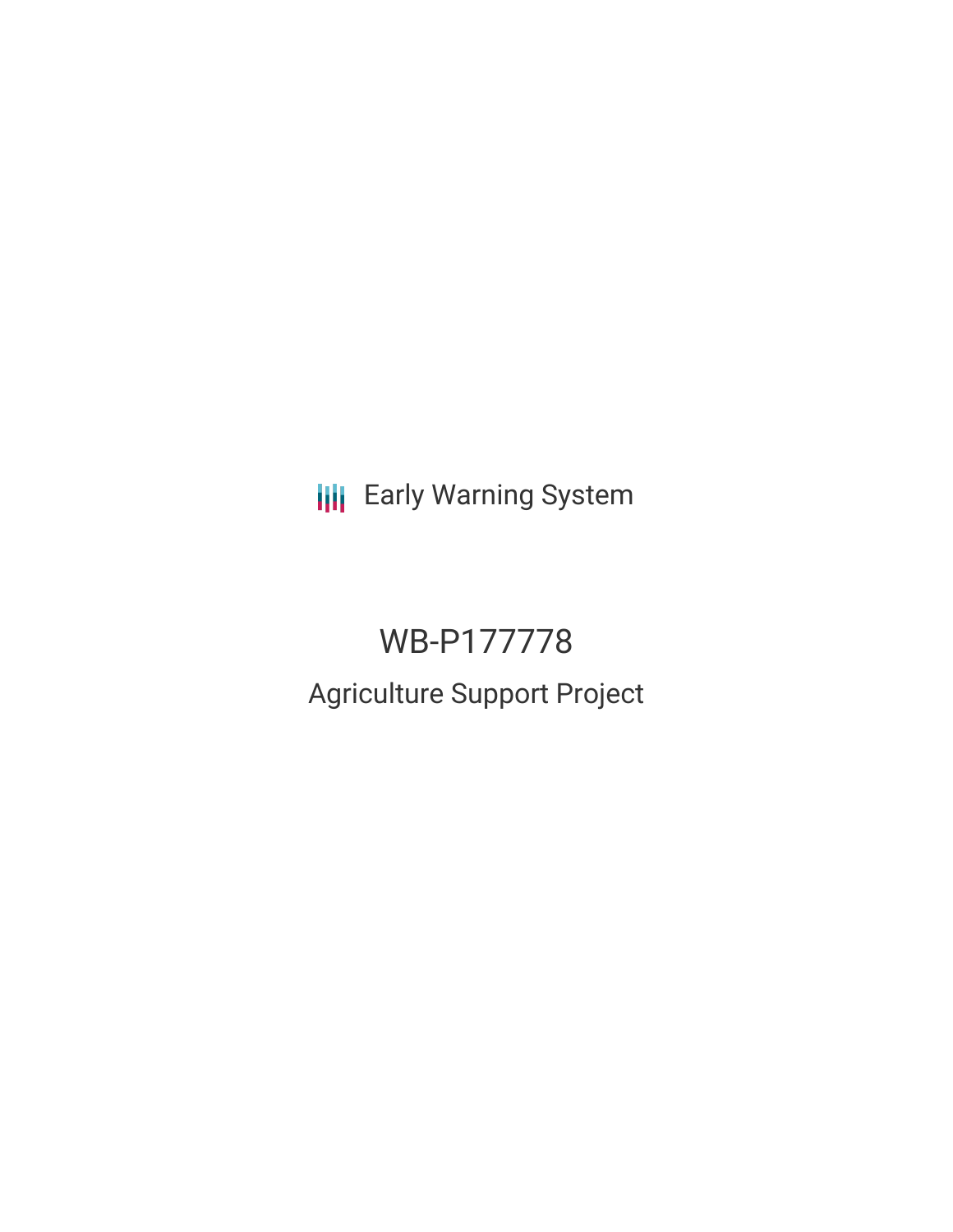Early Warning System

# WB-P177778

## Agriculture Support Project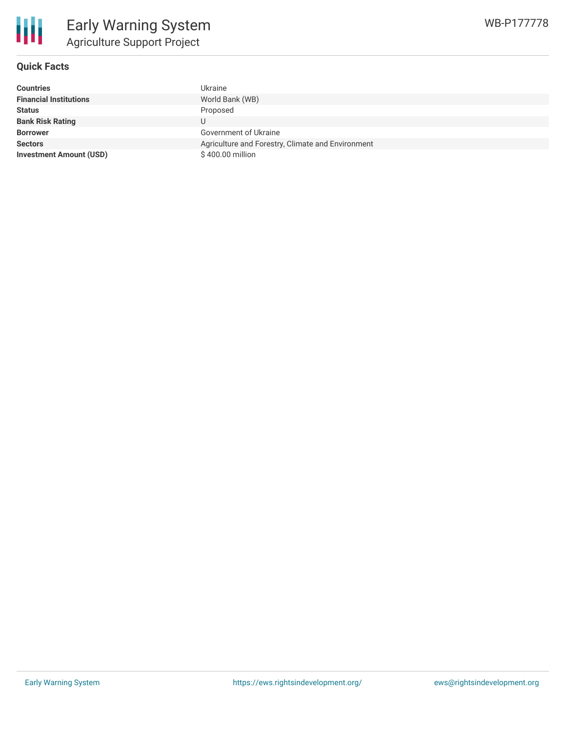# Early Warning System

## Agriculture Support Project

WB-P177778

### Quick Facts

| | |
|---|---|
| **Countries** | Ukraine |
| **Financial Institutions** | World Bank (WB) |
| **Status** | Proposed |
| **Bank Risk Rating** | U |
| **Borrower** | Government of Ukraine |
| **Sectors** | Agriculture and Forestry, Climate and Environment |
| **Investment Amount (USD)** | $ 400.00 million |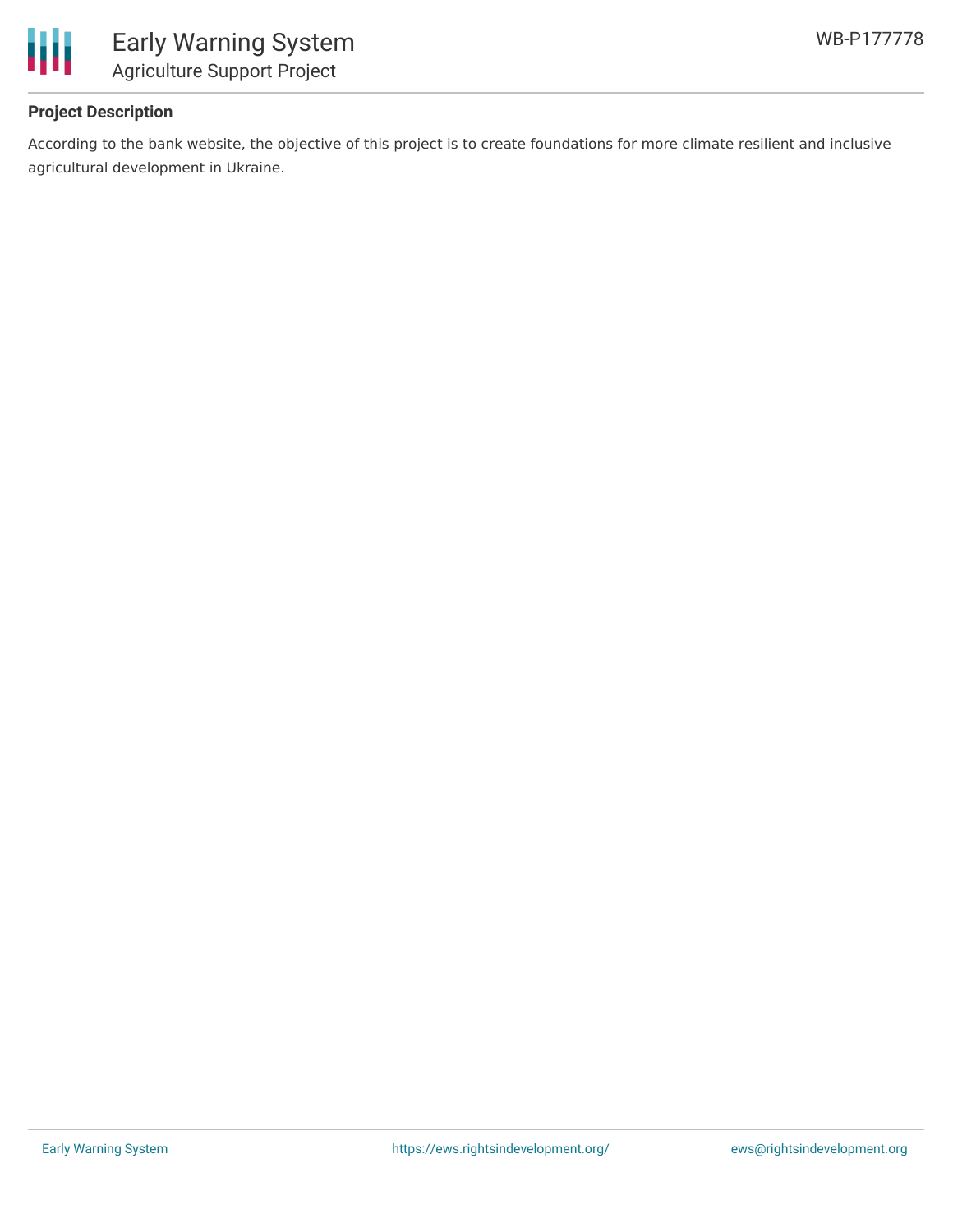### Project Description

According to the bank website, the objective of this project is to create foundations for more climate resilient and inclusive agricultural development in Ukraine.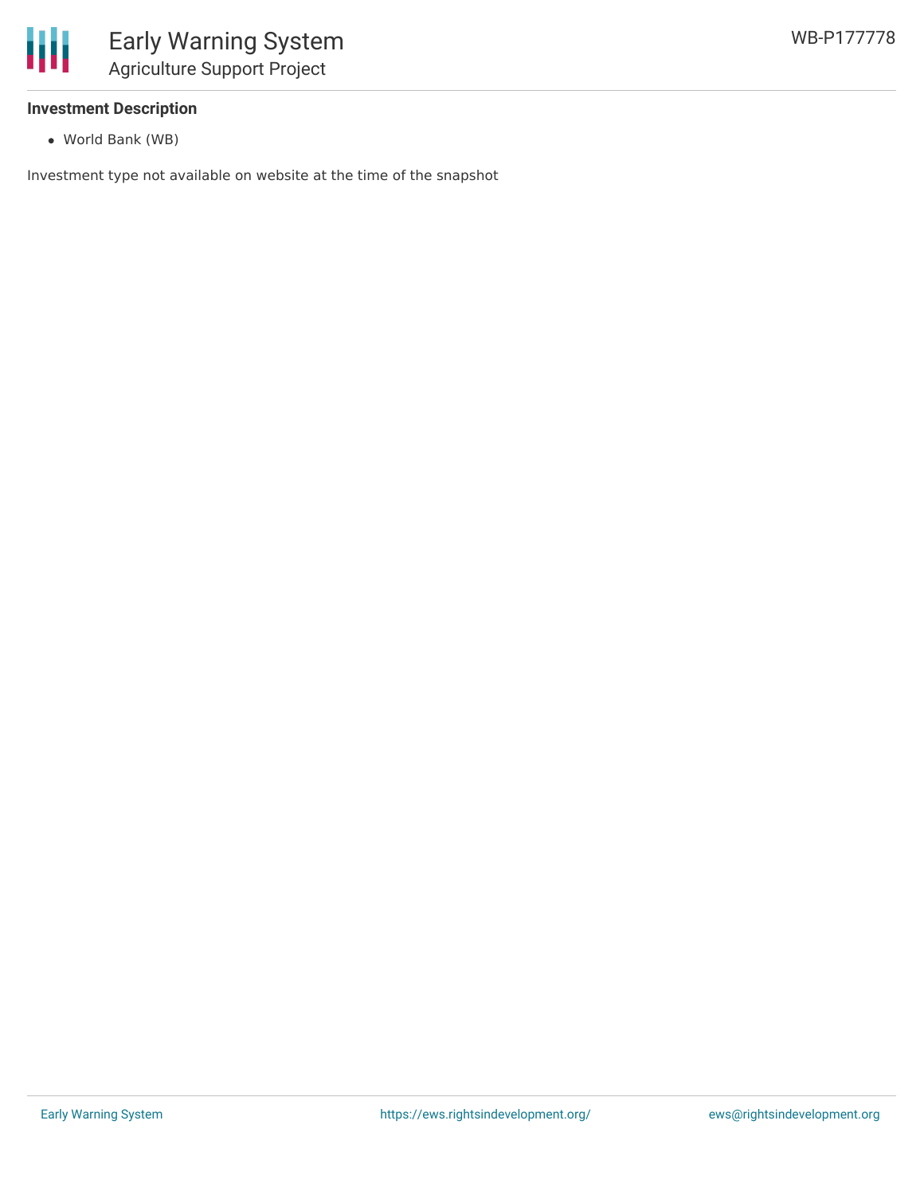#### Investment Description

- World Bank (WB)

Investment type not available on website at the time of the snapshot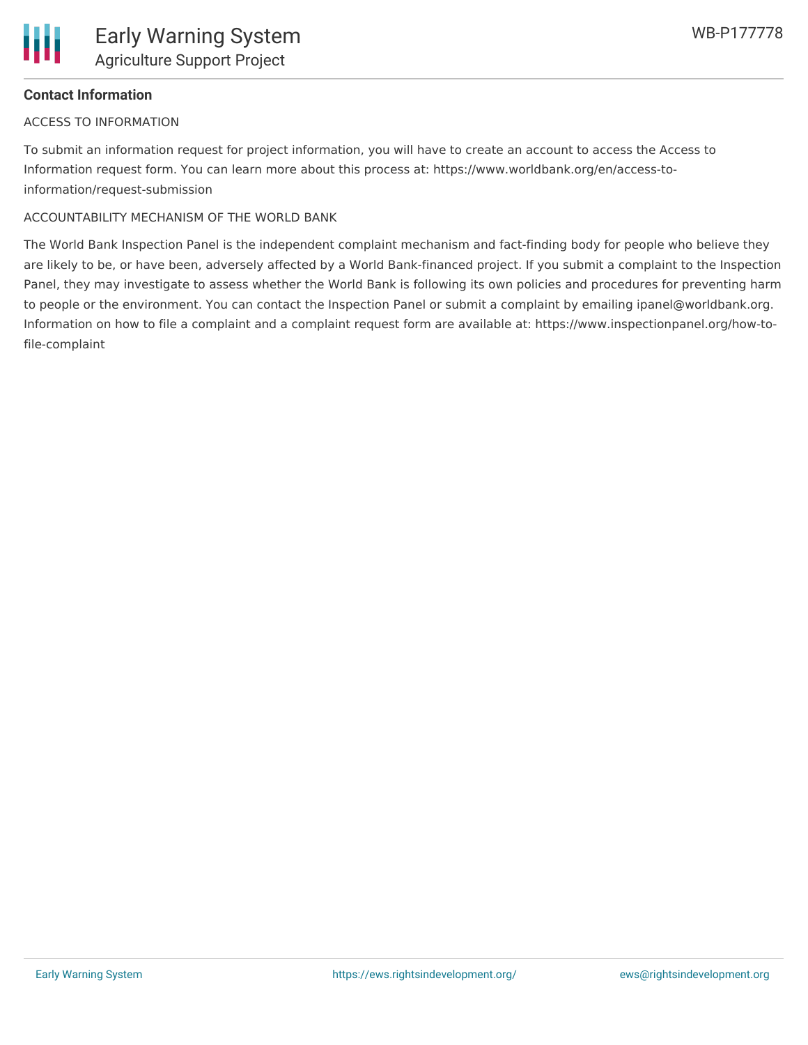**Contact Information**

ACCESS TO INFORMATION

To submit an information request for project information, you will have to create an account to access the Access to Information request form. You can learn more about this process at: https://www.worldbank.org/en/access-to-information/request-submission

ACCOUNTABILITY MECHANISM OF THE WORLD BANK

The World Bank Inspection Panel is the independent complaint mechanism and fact-finding body for people who believe they are likely to be, or have been, adversely affected by a World Bank-financed project. If you submit a complaint to the Inspection Panel, they may investigate to assess whether the World Bank is following its own policies and procedures for preventing harm to people or the environment. You can contact the Inspection Panel or submit a complaint by emailing ipanel@worldbank.org. Information on how to file a complaint and a complaint request form are available at: https://www.inspectionpanel.org/how-to-file-complaint